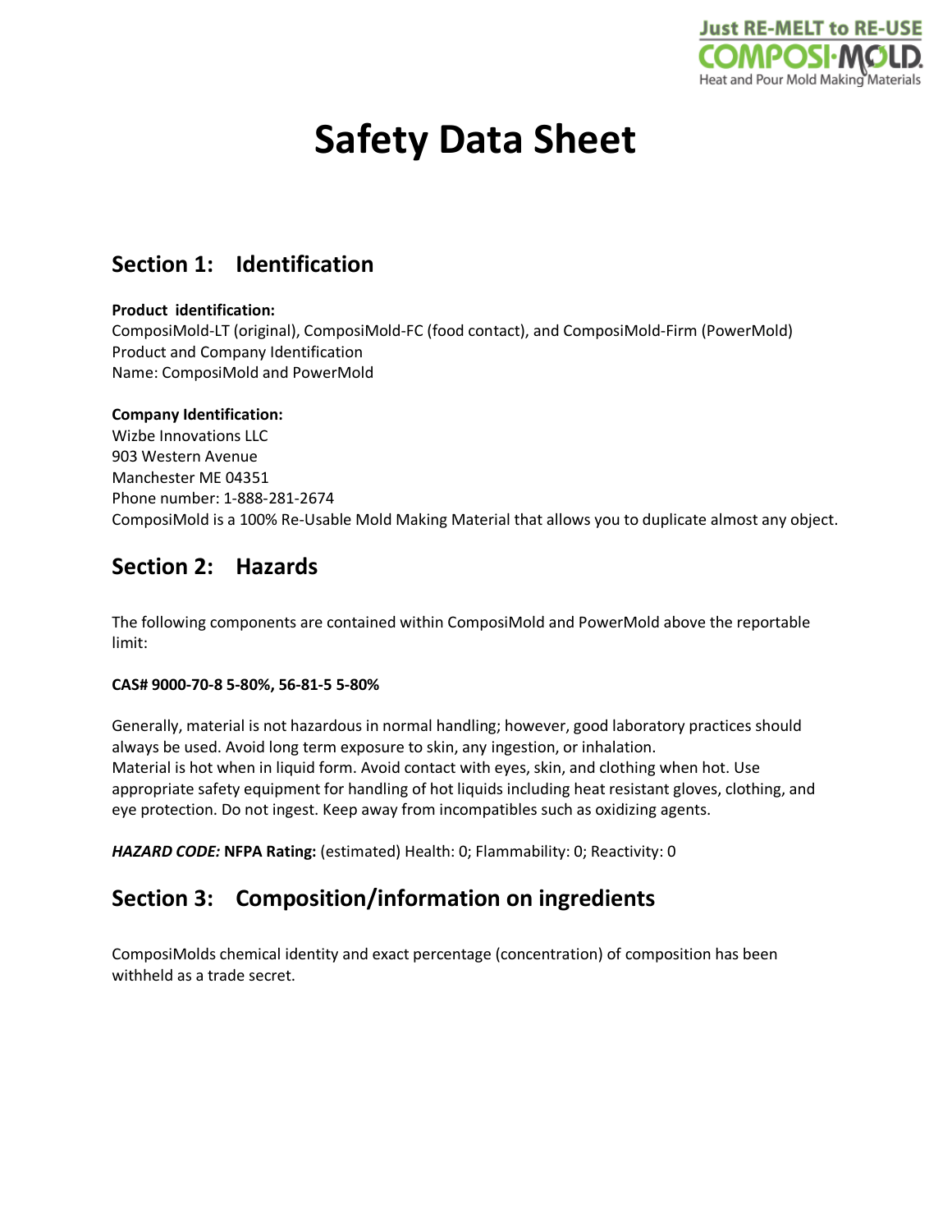# Safety Data Sheet

## Section 1: Identification

**Product identification:**
ComposiMold-LT (original), ComposiMold-FC (food contact), and ComposiMold-Firm (PowerMold)
Product and Company Identification
Name: ComposiMold and PowerMold

**Company Identification:**
Wizbe Innovations LLC
903 Western Avenue
Manchester ME 04351
Phone number: 1-888-281-2674
ComposiMold is a 100% Re-Usable Mold Making Material that allows you to duplicate almost any object.

## Section 2: Hazards

The following components are contained within ComposiMold and PowerMold above the reportable limit:

**CAS# 9000-70-8 5-80%, 56-81-5 5-80%**

Generally, material is not hazardous in normal handling; however, good laboratory practices should always be used. Avoid long term exposure to skin, any ingestion, or inhalation.
Material is hot when in liquid form. Avoid contact with eyes, skin, and clothing when hot. Use appropriate safety equipment for handling of hot liquids including heat resistant gloves, clothing, and eye protection. Do not ingest. Keep away from incompatibles such as oxidizing agents.

***HAZARD CODE:*** **NFPA Rating:** (estimated) Health: 0; Flammability: 0; Reactivity: 0

## Section 3: Composition/information on ingredients

ComposiMolds chemical identity and exact percentage (concentration) of composition has been withheld as a trade secret.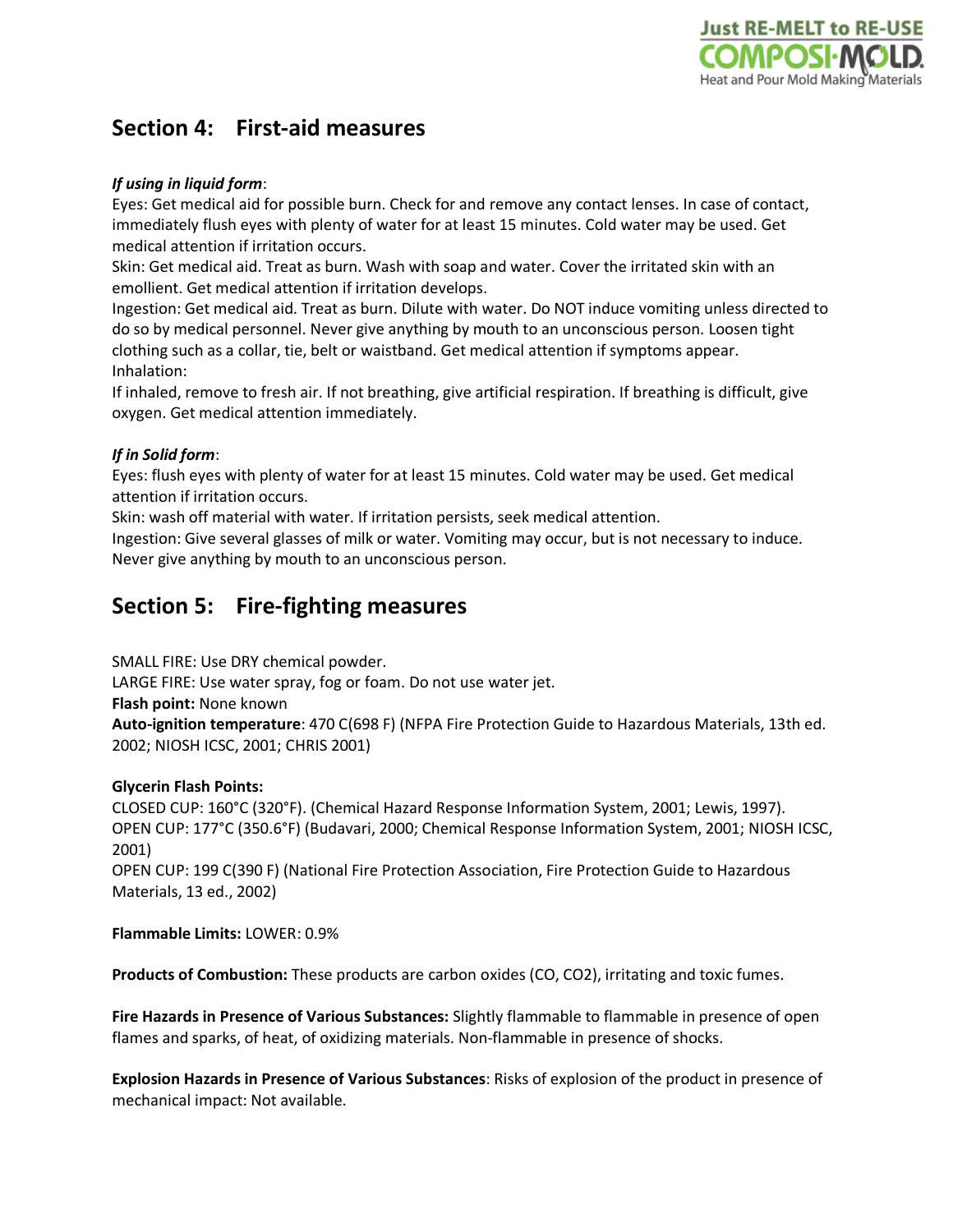## Section 4: First-aid measures

***If using in liquid form***:

Eyes: Get medical aid for possible burn. Check for and remove any contact lenses. In case of contact, immediately flush eyes with plenty of water for at least 15 minutes. Cold water may be used. Get medical attention if irritation occurs.

Skin: Get medical aid. Treat as burn. Wash with soap and water. Cover the irritated skin with an emollient. Get medical attention if irritation develops.

Ingestion: Get medical aid. Treat as burn. Dilute with water. Do NOT induce vomiting unless directed to do so by medical personnel. Never give anything by mouth to an unconscious person. Loosen tight clothing such as a collar, tie, belt or waistband. Get medical attention if symptoms appear.

Inhalation:

If inhaled, remove to fresh air. If not breathing, give artificial respiration. If breathing is difficult, give oxygen. Get medical attention immediately.

***If in Solid form***:

Eyes: flush eyes with plenty of water for at least 15 minutes. Cold water may be used. Get medical attention if irritation occurs.

Skin: wash off material with water. If irritation persists, seek medical attention.

Ingestion: Give several glasses of milk or water. Vomiting may occur, but is not necessary to induce. Never give anything by mouth to an unconscious person.

## Section 5: Fire-fighting measures

SMALL FIRE: Use DRY chemical powder.

LARGE FIRE: Use water spray, fog or foam. Do not use water jet.

**Flash point:** None known

**Auto-ignition temperature**: 470 C(698 F) (NFPA Fire Protection Guide to Hazardous Materials, 13th ed. 2002; NIOSH ICSC, 2001; CHRIS 2001)

**Glycerin Flash Points:**

CLOSED CUP: 160°C (320°F). (Chemical Hazard Response Information System, 2001; Lewis, 1997).

OPEN CUP: 177°C (350.6°F) (Budavari, 2000; Chemical Response Information System, 2001; NIOSH ICSC, 2001)

OPEN CUP: 199 C(390 F) (National Fire Protection Association, Fire Protection Guide to Hazardous Materials, 13 ed., 2002)

**Flammable Limits:** LOWER: 0.9%

**Products of Combustion:** These products are carbon oxides (CO, $CO_2$), irritating and toxic fumes.

**Fire Hazards in Presence of Various Substances:** Slightly flammable to flammable in presence of open flames and sparks, of heat, of oxidizing materials. Non-flammable in presence of shocks.

**Explosion Hazards in Presence of Various Substances**: Risks of explosion of the product in presence of mechanical impact: Not available.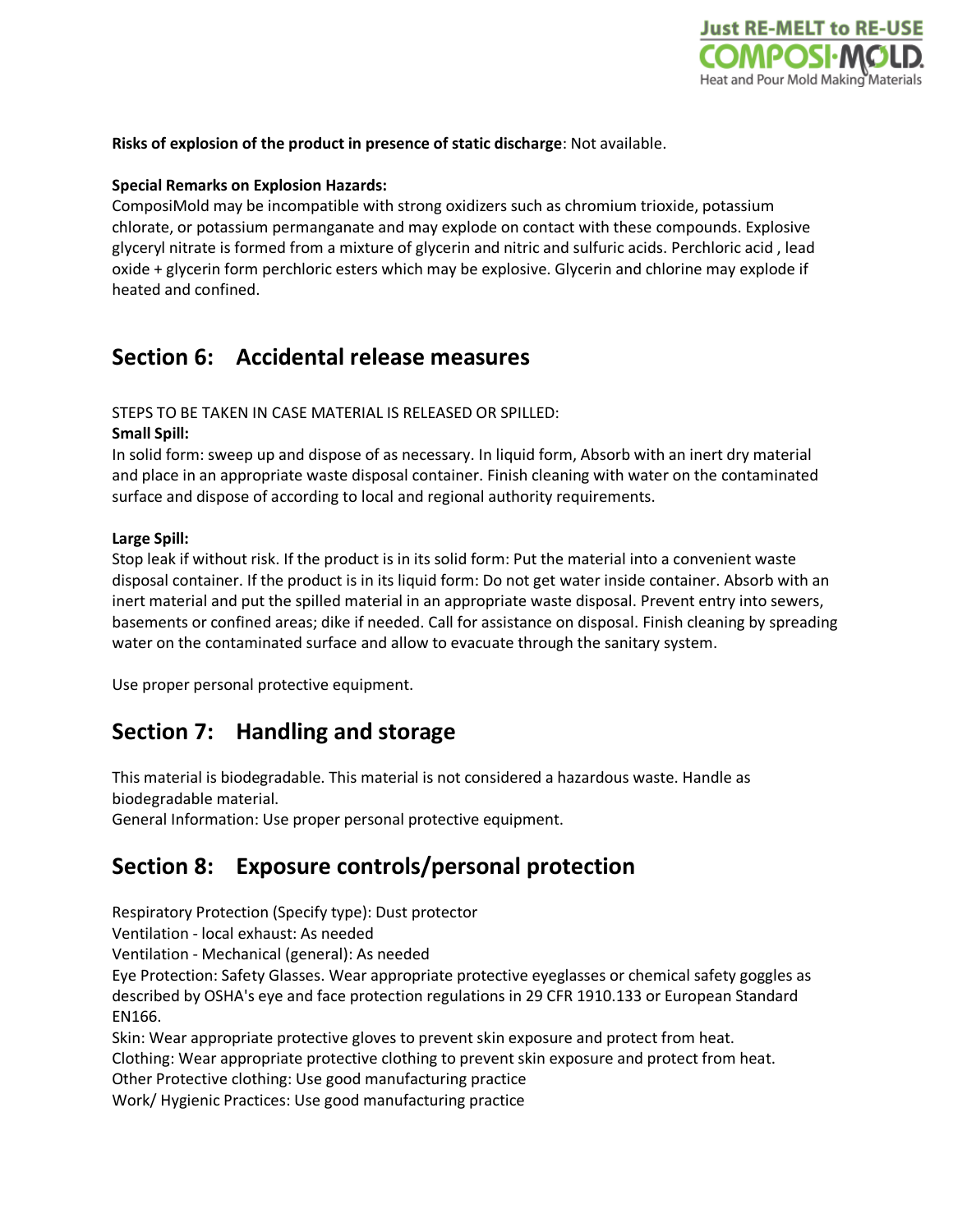**Risks of explosion of the product in presence of static discharge**: Not available.

**Special Remarks on Explosion Hazards:**
ComposiMold may be incompatible with strong oxidizers such as chromium trioxide, potassium chlorate, or potassium permanganate and may explode on contact with these compounds. Explosive glyceryl nitrate is formed from a mixture of glycerin and nitric and sulfuric acids. Perchloric acid , lead oxide + glycerin form perchloric esters which may be explosive. Glycerin and chlorine may explode if heated and confined.

## Section 6: Accidental release measures

STEPS TO BE TAKEN IN CASE MATERIAL IS RELEASED OR SPILLED:

**Small Spill:**
In solid form: sweep up and dispose of as necessary. In liquid form, Absorb with an inert dry material and place in an appropriate waste disposal container. Finish cleaning with water on the contaminated surface and dispose of according to local and regional authority requirements.

**Large Spill:**
Stop leak if without risk. If the product is in its solid form: Put the material into a convenient waste disposal container. If the product is in its liquid form: Do not get water inside container. Absorb with an inert material and put the spilled material in an appropriate waste disposal. Prevent entry into sewers, basements or confined areas; dike if needed. Call for assistance on disposal. Finish cleaning by spreading water on the contaminated surface and allow to evacuate through the sanitary system.

Use proper personal protective equipment.

## Section 7: Handling and storage

This material is biodegradable. This material is not considered a hazardous waste. Handle as biodegradable material.
General Information: Use proper personal protective equipment.

## Section 8: Exposure controls/personal protection

Respiratory Protection (Specify type): Dust protector
Ventilation - local exhaust: As needed
Ventilation - Mechanical (general): As needed
Eye Protection: Safety Glasses. Wear appropriate protective eyeglasses or chemical safety goggles as described by OSHA's eye and face protection regulations in 29 CFR 1910.133 or European Standard EN166.
Skin: Wear appropriate protective gloves to prevent skin exposure and protect from heat.
Clothing: Wear appropriate protective clothing to prevent skin exposure and protect from heat.
Other Protective clothing: Use good manufacturing practice
Work/ Hygienic Practices: Use good manufacturing practice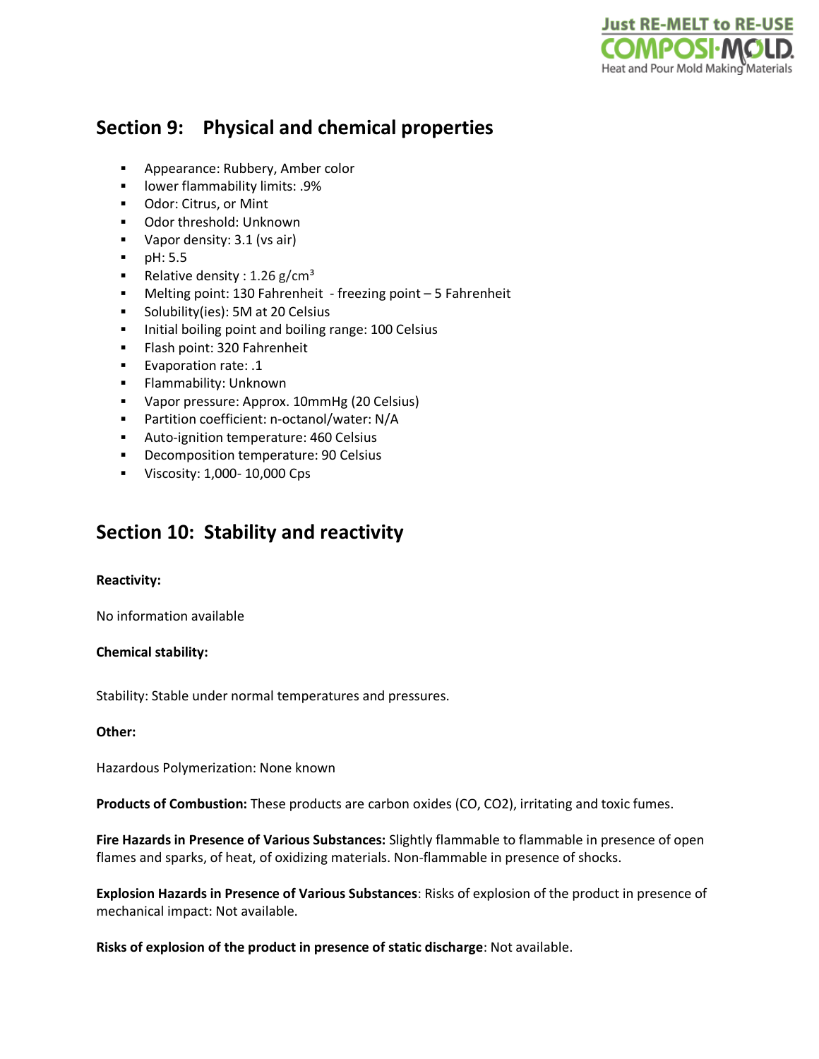## Section 9: Physical and chemical properties

- Appearance: Rubbery, Amber color
- lower flammability limits: .9%
- Odor: Citrus, or Mint
- Odor threshold: Unknown
- Vapor density: 3.1 (vs air)
- pH: 5.5
- Relative density : 1.26 g/cm³
- Melting point: 130 Fahrenheit - freezing point – 5 Fahrenheit
- Solubility(ies): 5M at 20 Celsius
- Initial boiling point and boiling range: 100 Celsius
- Flash point: 320 Fahrenheit
- Evaporation rate: .1
- Flammability: Unknown
- Vapor pressure: Approx. 10mmHg (20 Celsius)
- Partition coefficient: n-octanol/water: N/A
- Auto-ignition temperature: 460 Celsius
- Decomposition temperature: 90 Celsius
- Viscosity: 1,000- 10,000 Cps

## Section 10: Stability and reactivity

**Reactivity:**

No information available

**Chemical stability:**

Stability: Stable under normal temperatures and pressures.

**Other:**

Hazardous Polymerization: None known

**Products of Combustion:** These products are carbon oxides (CO, $CO_2$), irritating and toxic fumes.

**Fire Hazards in Presence of Various Substances:** Slightly flammable to flammable in presence of open flames and sparks, of heat, of oxidizing materials. Non-flammable in presence of shocks.

**Explosion Hazards in Presence of Various Substances**: Risks of explosion of the product in presence of mechanical impact: Not available.

**Risks of explosion of the product in presence of static discharge**: Not available.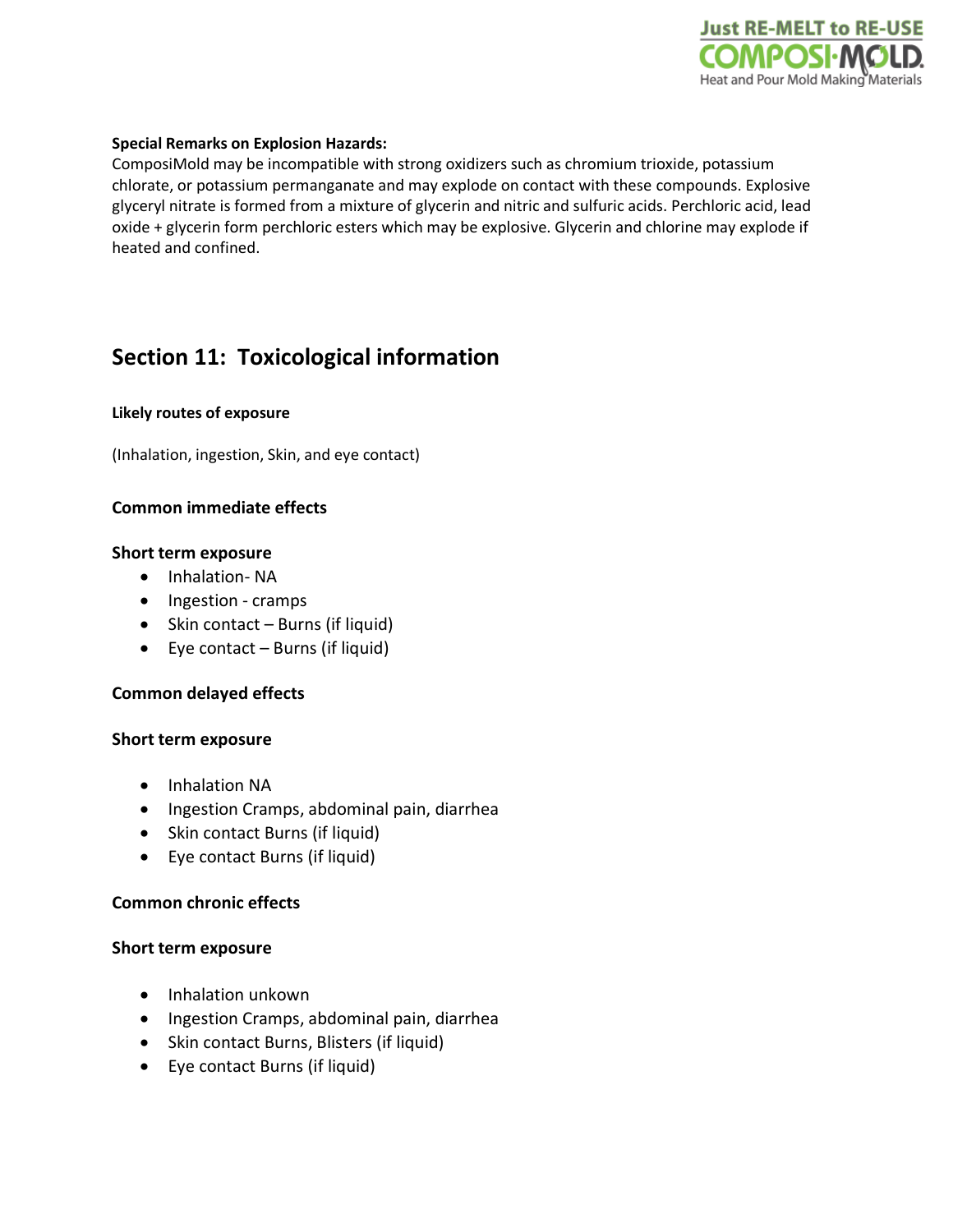**Special Remarks on Explosion Hazards:**
ComposiMold may be incompatible with strong oxidizers such as chromium trioxide, potassium chlorate, or potassium permanganate and may explode on contact with these compounds. Explosive glyceryl nitrate is formed from a mixture of glycerin and nitric and sulfuric acids. Perchloric acid, lead oxide + glycerin form perchloric esters which may be explosive. Glycerin and chlorine may explode if heated and confined.

## Section 11: Toxicological information

**Likely routes of exposure**

(Inhalation, ingestion, Skin, and eye contact)

### Common immediate effects

### Short term exposure

- Inhalation- NA
- Ingestion - cramps
- Skin contact – Burns (if liquid)
- Eye contact – Burns (if liquid)

### Common delayed effects

### Short term exposure

- Inhalation NA
- Ingestion Cramps, abdominal pain, diarrhea
- Skin contact Burns (if liquid)
- Eye contact Burns (if liquid)

### Common chronic effects

### Short term exposure

- Inhalation unkown
- Ingestion Cramps, abdominal pain, diarrhea
- Skin contact Burns, Blisters (if liquid)
- Eye contact Burns (if liquid)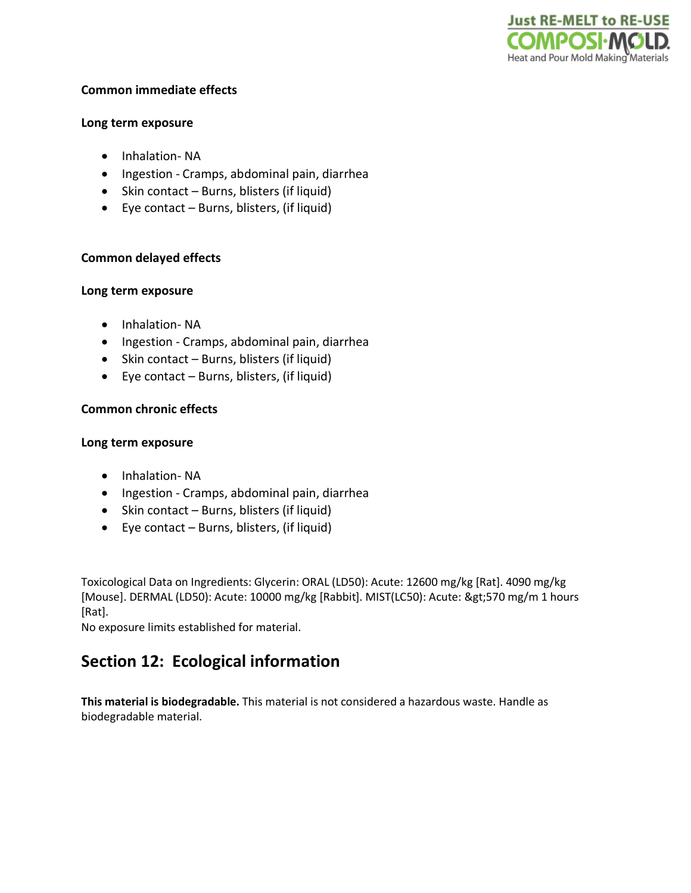**Common immediate effects**

**Long term exposure**

- Inhalation- NA
- Ingestion - Cramps, abdominal pain, diarrhea
- Skin contact – Burns, blisters (if liquid)
- Eye contact – Burns, blisters, (if liquid)

**Common delayed effects**

**Long term exposure**

- Inhalation- NA
- Ingestion - Cramps, abdominal pain, diarrhea
- Skin contact – Burns, blisters (if liquid)
- Eye contact – Burns, blisters, (if liquid)

**Common chronic effects**

**Long term exposure**

- Inhalation- NA
- Ingestion - Cramps, abdominal pain, diarrhea
- Skin contact – Burns, blisters (if liquid)
- Eye contact – Burns, blisters, (if liquid)

Toxicological Data on Ingredients: Glycerin: ORAL (LD50): Acute: 12600 mg/kg [Rat]. 4090 mg/kg [Mouse]. DERMAL (LD50): Acute: 10000 mg/kg [Rabbit]. MIST(LC50): Acute: &gt;570 mg/m 1 hours [Rat].
No exposure limits established for material.

## Section 12: Ecological information

**This material is biodegradable.** This material is not considered a hazardous waste. Handle as biodegradable material.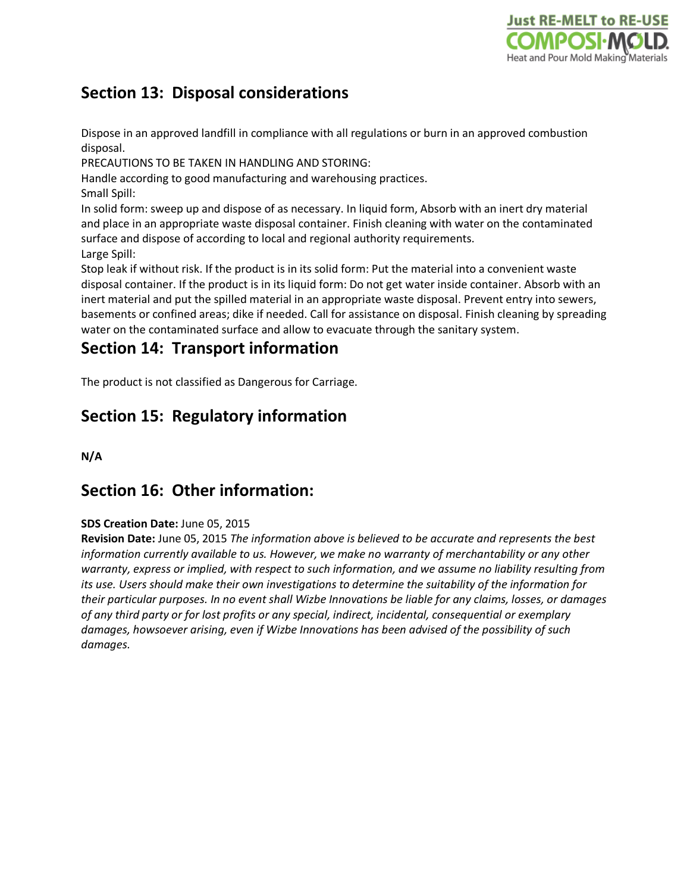## Section 13: Disposal considerations

Dispose in an approved landfill in compliance with all regulations or burn in an approved combustion disposal.
PRECAUTIONS TO BE TAKEN IN HANDLING AND STORING:
Handle according to good manufacturing and warehousing practices.
Small Spill:
In solid form: sweep up and dispose of as necessary. In liquid form, Absorb with an inert dry material and place in an appropriate waste disposal container. Finish cleaning with water on the contaminated surface and dispose of according to local and regional authority requirements.
Large Spill:
Stop leak if without risk. If the product is in its solid form: Put the material into a convenient waste disposal container. If the product is in its liquid form: Do not get water inside container. Absorb with an inert material and put the spilled material in an appropriate waste disposal. Prevent entry into sewers, basements or confined areas; dike if needed. Call for assistance on disposal. Finish cleaning by spreading water on the contaminated surface and allow to evacuate through the sanitary system.

## Section 14: Transport information

The product is not classified as Dangerous for Carriage.

## Section 15: Regulatory information

**N/A**

## Section 16: Other information:

**SDS Creation Date:** June 05, 2015
**Revision Date:** June 05, 2015 *The information above is believed to be accurate and represents the best information currently available to us. However, we make no warranty of merchantability or any other warranty, express or implied, with respect to such information, and we assume no liability resulting from its use. Users should make their own investigations to determine the suitability of the information for their particular purposes. In no event shall Wizbe Innovations be liable for any claims, losses, or damages of any third party or for lost profits or any special, indirect, incidental, consequential or exemplary damages, howsoever arising, even if Wizbe Innovations has been advised of the possibility of such damages.*